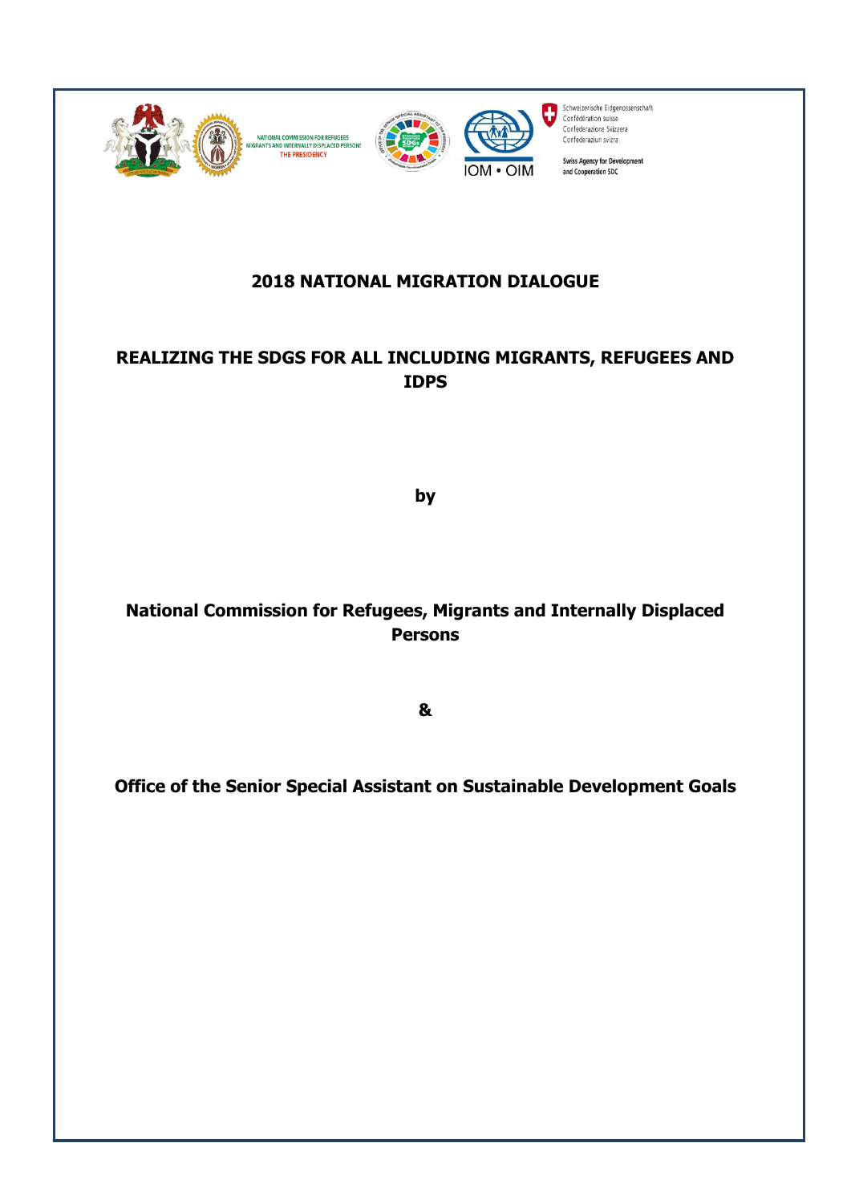# 2018 NATIONAL MIGRATION DIALOGUE

## REALIZING THE SDGS FOR ALL INCLUDING MIGRANTS, REFUGEES AND IDPS

**by**

**National Commission for Refugees, Migrants and Internally Displaced Persons**

**&**

**Office of the Senior Special Assistant on Sustainable Development Goals**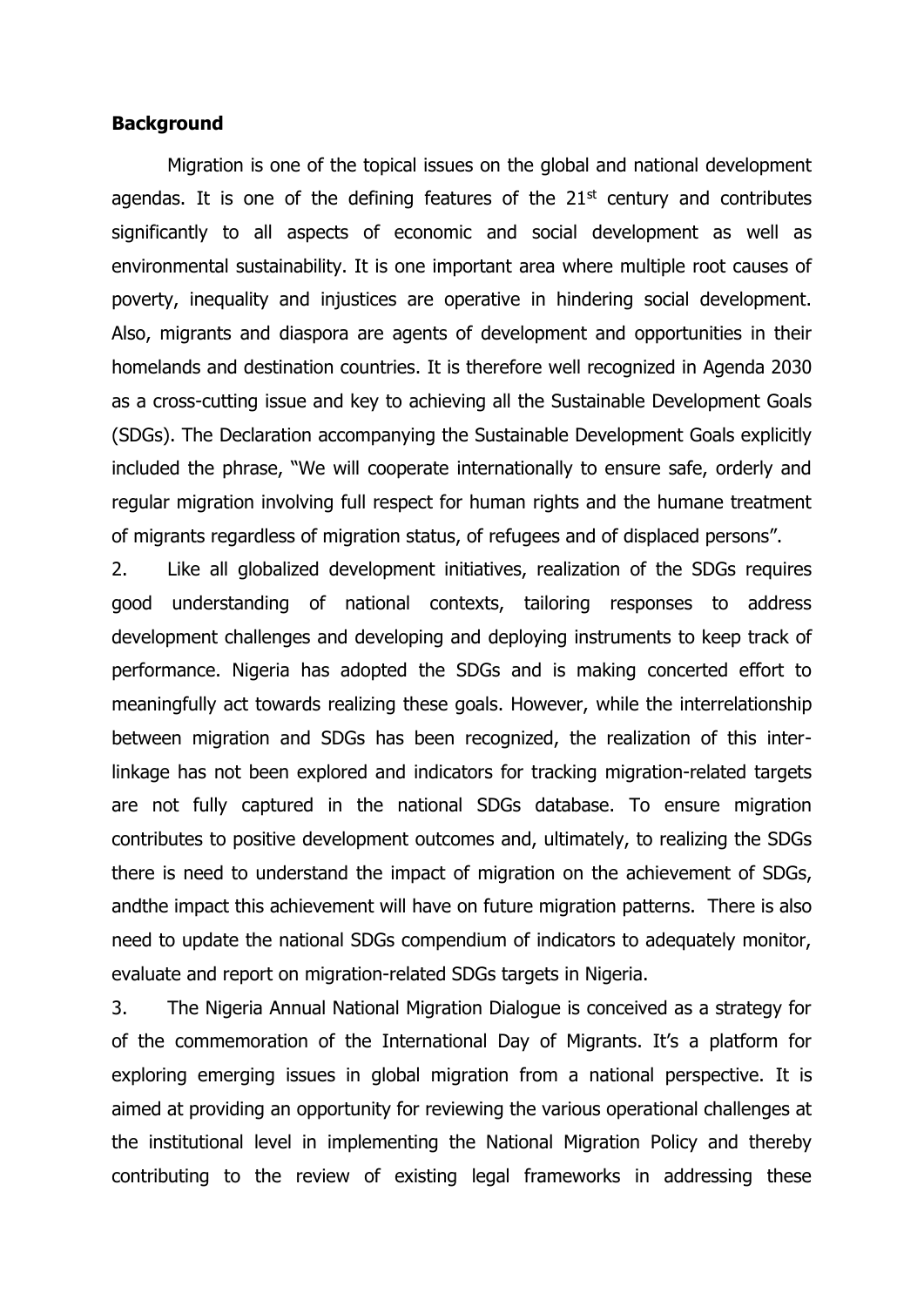**Background**

Migration is one of the topical issues on the global and national development agendas. It is one of the defining features of the 21st century and contributes significantly to all aspects of economic and social development as well as environmental sustainability. It is one important area where multiple root causes of poverty, inequality and injustices are operative in hindering social development. Also, migrants and diaspora are agents of development and opportunities in their homelands and destination countries. It is therefore well recognized in Agenda 2030 as a cross-cutting issue and key to achieving all the Sustainable Development Goals (SDGs). The Declaration accompanying the Sustainable Development Goals explicitly included the phrase, "We will cooperate internationally to ensure safe, orderly and regular migration involving full respect for human rights and the humane treatment of migrants regardless of migration status, of refugees and of displaced persons".

2. Like all globalized development initiatives, realization of the SDGs requires good understanding of national contexts, tailoring responses to address development challenges and developing and deploying instruments to keep track of performance. Nigeria has adopted the SDGs and is making concerted effort to meaningfully act towards realizing these goals. However, while the interrelationship between migration and SDGs has been recognized, the realization of this inter-linkage has not been explored and indicators for tracking migration-related targets are not fully captured in the national SDGs database. To ensure migration contributes to positive development outcomes and, ultimately, to realizing the SDGs there is need to understand the impact of migration on the achievement of SDGs, andthe impact this achievement will have on future migration patterns. There is also need to update the national SDGs compendium of indicators to adequately monitor, evaluate and report on migration-related SDGs targets in Nigeria.

3. The Nigeria Annual National Migration Dialogue is conceived as a strategy for of the commemoration of the International Day of Migrants. It's a platform for exploring emerging issues in global migration from a national perspective. It is aimed at providing an opportunity for reviewing the various operational challenges at the institutional level in implementing the National Migration Policy and thereby contributing to the review of existing legal frameworks in addressing these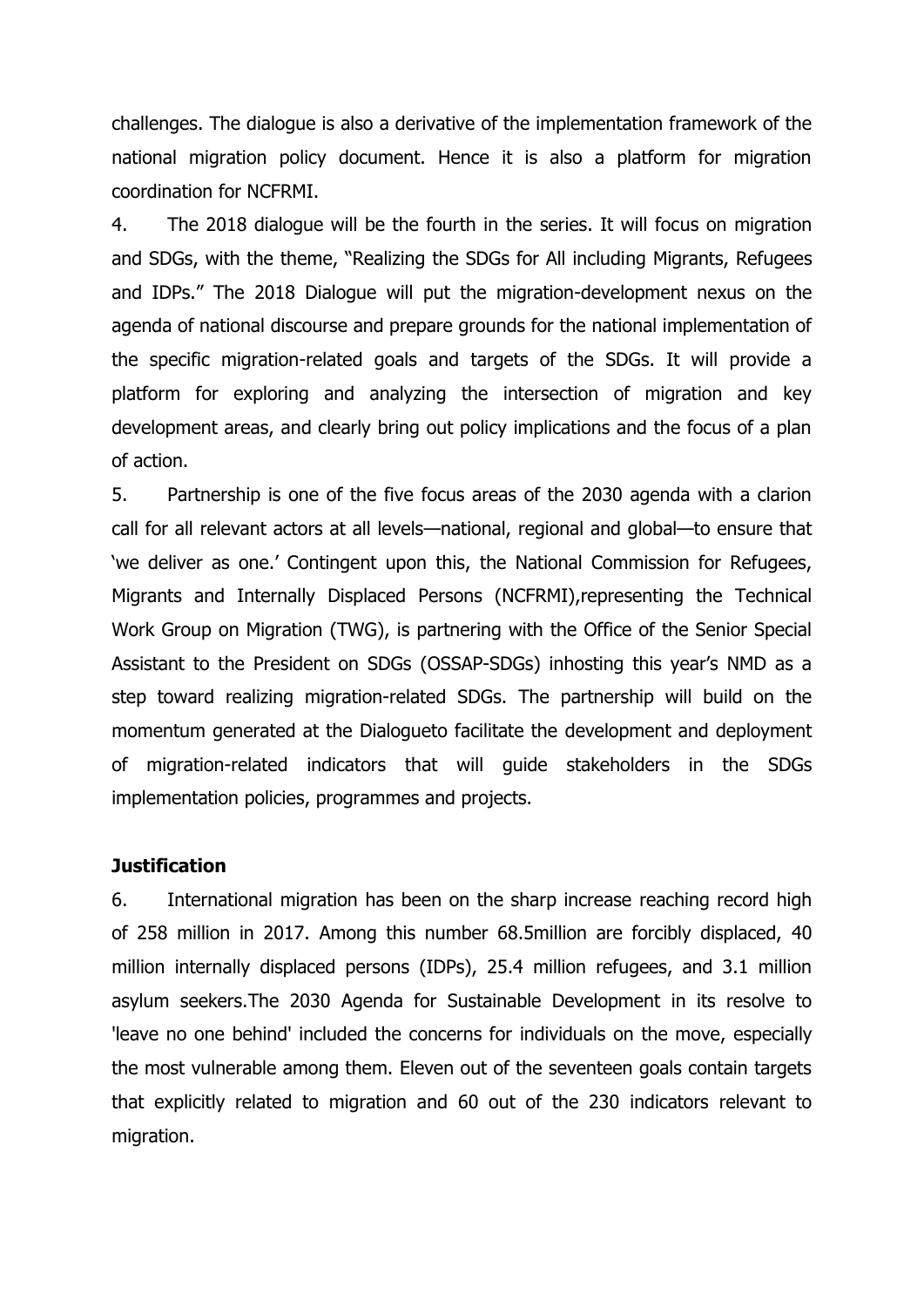challenges. The dialogue is also a derivative of the implementation framework of the national migration policy document. Hence it is also a platform for migration coordination for NCFRMI.

4. The 2018 dialogue will be the fourth in the series. It will focus on migration and SDGs, with the theme, "Realizing the SDGs for All including Migrants, Refugees and IDPs." The 2018 Dialogue will put the migration-development nexus on the agenda of national discourse and prepare grounds for the national implementation of the specific migration-related goals and targets of the SDGs. It will provide a platform for exploring and analyzing the intersection of migration and key development areas, and clearly bring out policy implications and the focus of a plan of action.

5. Partnership is one of the five focus areas of the 2030 agenda with a clarion call for all relevant actors at all levels—national, regional and global—to ensure that 'we deliver as one.' Contingent upon this, the National Commission for Refugees, Migrants and Internally Displaced Persons (NCFRMI),representing the Technical Work Group on Migration (TWG), is partnering with the Office of the Senior Special Assistant to the President on SDGs (OSSAP-SDGs) inhosting this year's NMD as a step toward realizing migration-related SDGs. The partnership will build on the momentum generated at the Dialogueto facilitate the development and deployment of migration-related indicators that will guide stakeholders in the SDGs implementation policies, programmes and projects.

**Justification**

6. International migration has been on the sharp increase reaching record high of 258 million in 2017. Among this number 68.5million are forcibly displaced, 40 million internally displaced persons (IDPs), 25.4 million refugees, and 3.1 million asylum seekers.The 2030 Agenda for Sustainable Development in its resolve to 'leave no one behind' included the concerns for individuals on the move, especially the most vulnerable among them. Eleven out of the seventeen goals contain targets that explicitly related to migration and 60 out of the 230 indicators relevant to migration.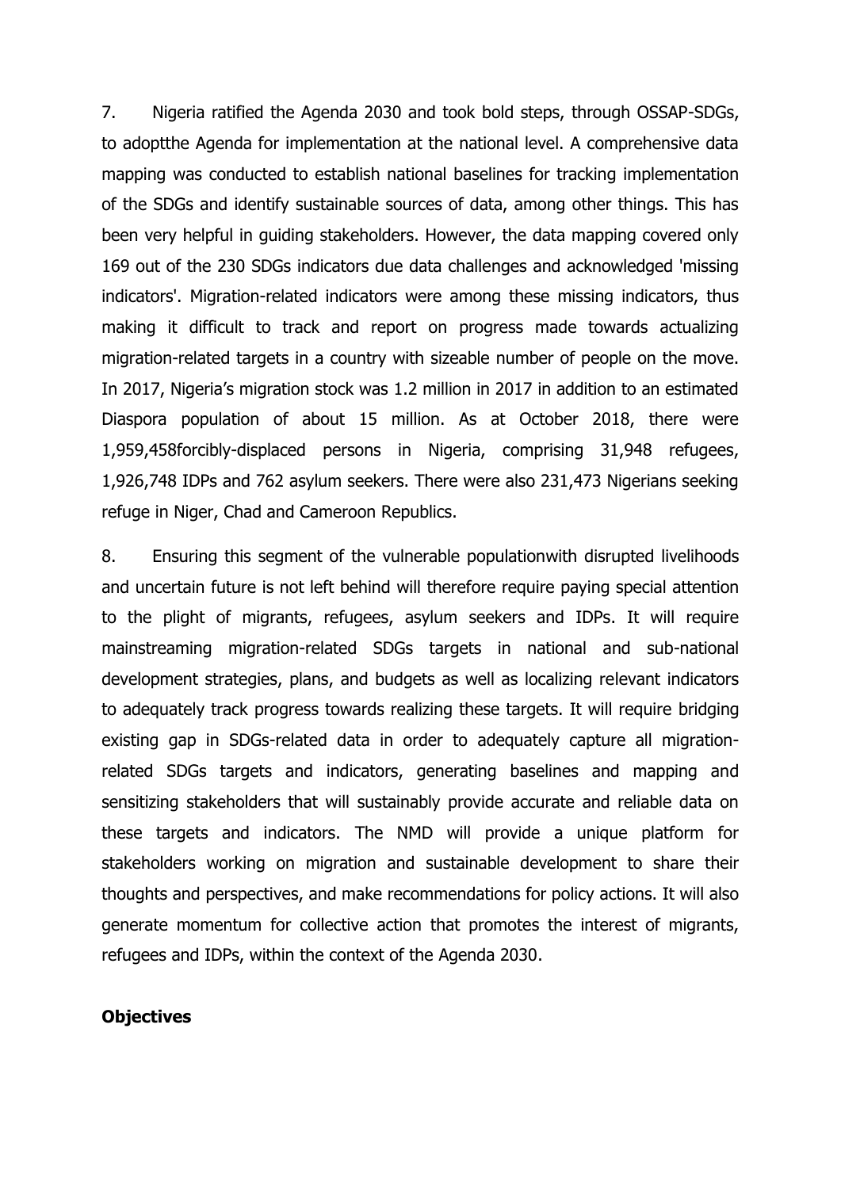7. Nigeria ratified the Agenda 2030 and took bold steps, through OSSAP-SDGs, to adoptthe Agenda for implementation at the national level. A comprehensive data mapping was conducted to establish national baselines for tracking implementation of the SDGs and identify sustainable sources of data, among other things. This has been very helpful in guiding stakeholders. However, the data mapping covered only 169 out of the 230 SDGs indicators due data challenges and acknowledged 'missing indicators'. Migration-related indicators were among these missing indicators, thus making it difficult to track and report on progress made towards actualizing migration-related targets in a country with sizeable number of people on the move. In 2017, Nigeria's migration stock was 1.2 million in 2017 in addition to an estimated Diaspora population of about 15 million. As at October 2018, there were 1,959,458forcibly-displaced persons in Nigeria, comprising 31,948 refugees, 1,926,748 IDPs and 762 asylum seekers. There were also 231,473 Nigerians seeking refuge in Niger, Chad and Cameroon Republics.

8. Ensuring this segment of the vulnerable populationwith disrupted livelihoods and uncertain future is not left behind will therefore require paying special attention to the plight of migrants, refugees, asylum seekers and IDPs. It will require mainstreaming migration-related SDGs targets in national and sub-national development strategies, plans, and budgets as well as localizing relevant indicators to adequately track progress towards realizing these targets. It will require bridging existing gap in SDGs-related data in order to adequately capture all migration-related SDGs targets and indicators, generating baselines and mapping and sensitizing stakeholders that will sustainably provide accurate and reliable data on these targets and indicators. The NMD will provide a unique platform for stakeholders working on migration and sustainable development to share their thoughts and perspectives, and make recommendations for policy actions. It will also generate momentum for collective action that promotes the interest of migrants, refugees and IDPs, within the context of the Agenda 2030.

**Objectives**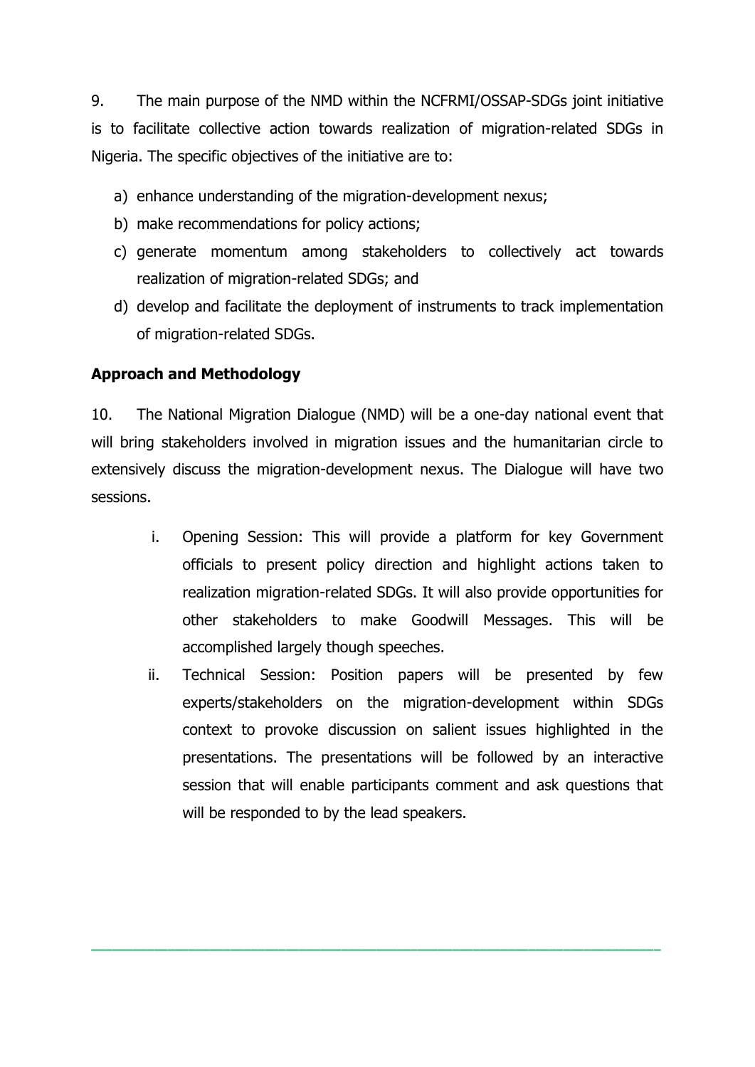9. The main purpose of the NMD within the NCFRMI/OSSAP-SDGs joint initiative is to facilitate collective action towards realization of migration-related SDGs in Nigeria. The specific objectives of the initiative are to:

a) enhance understanding of the migration-development nexus;
b) make recommendations for policy actions;
c) generate momentum among stakeholders to collectively act towards realization of migration-related SDGs; and
d) develop and facilitate the deployment of instruments to track implementation of migration-related SDGs.

**Approach and Methodology**

10. The National Migration Dialogue (NMD) will be a one-day national event that will bring stakeholders involved in migration issues and the humanitarian circle to extensively discuss the migration-development nexus. The Dialogue will have two sessions.

i. Opening Session: This will provide a platform for key Government officials to present policy direction and highlight actions taken to realization migration-related SDGs. It will also provide opportunities for other stakeholders to make Goodwill Messages. This will be accomplished largely though speeches.

ii. Technical Session: Position papers will be presented by few experts/stakeholders on the migration-development within SDGs context to provoke discussion on salient issues highlighted in the presentations. The presentations will be followed by an interactive session that will enable participants comment and ask questions that will be responded to by the lead speakers.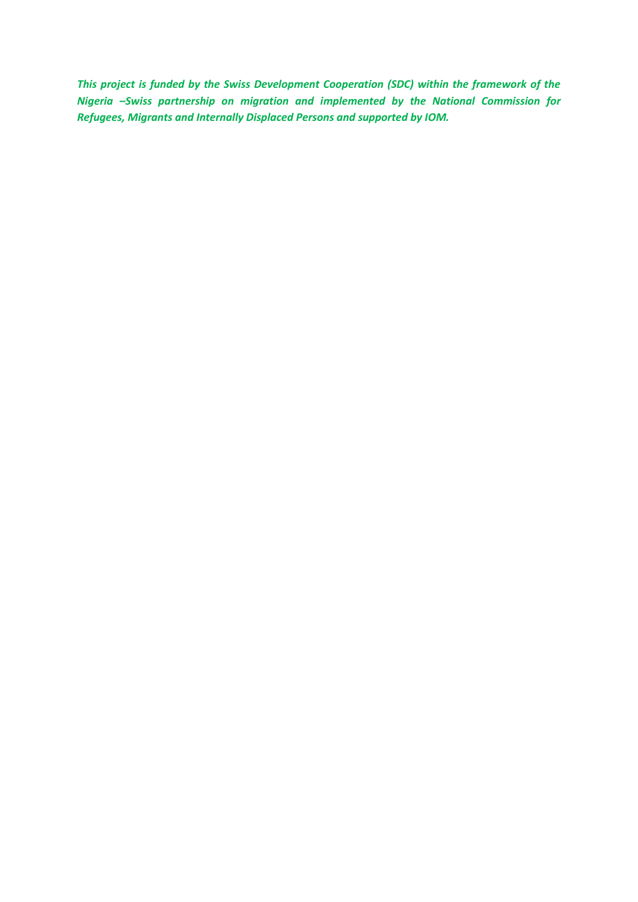***This project is funded by the Swiss Development Cooperation (SDC) within the framework of the Nigeria –Swiss partnership on migration and implemented by the National Commission for Refugees, Migrants and Internally Displaced Persons and supported by IOM.***